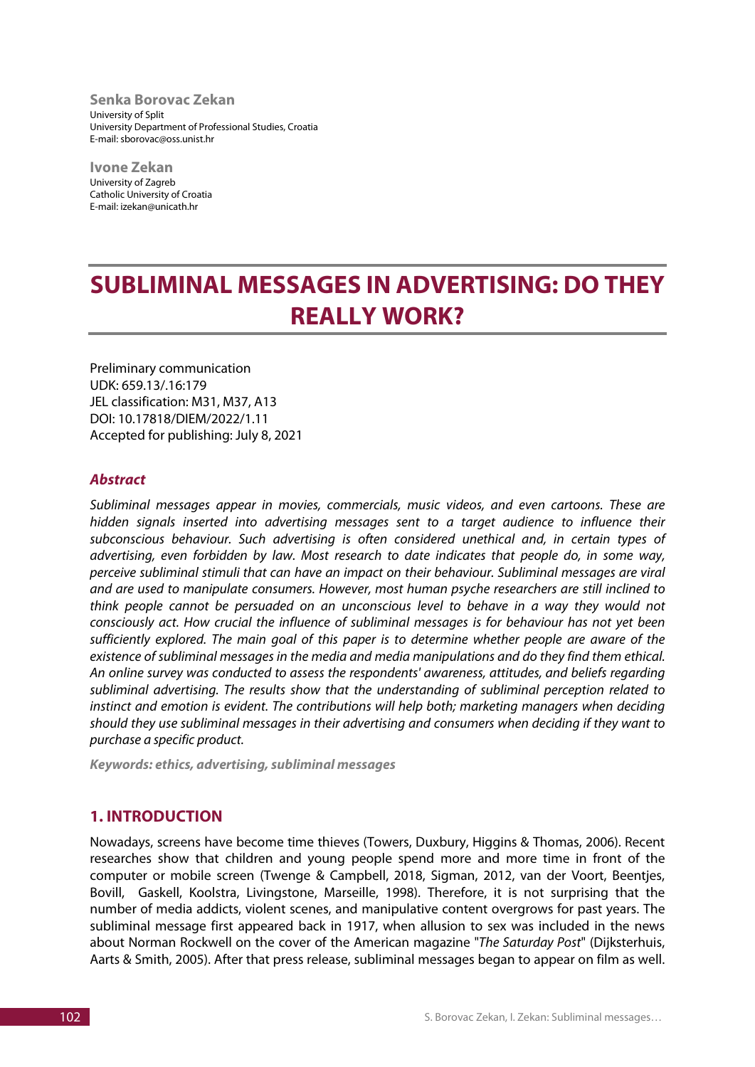**Senka Borovac Zekan**
University of Split
University Department of Professional Studies, Croatia
E-mail: sborovac@oss.unist.hr

**Ivone Zekan**
University of Zagreb
Catholic University of Croatia
E-mail: izekan@unicath.hr

# SUBLIMINAL MESSAGES IN ADVERTISING: DO THEY REALLY WORK?

Preliminary communication
UDK: 659.13/.16:179
JEL classification: M31, M37, A13
DOI: 10.17818/DIEM/2022/1.11
Accepted for publishing: July 8, 2021

### *Abstract*

*Subliminal messages appear in movies, commercials, music videos, and even cartoons. These are hidden signals inserted into advertising messages sent to a target audience to influence their subconscious behaviour. Such advertising is often considered unethical and, in certain types of advertising, even forbidden by law. Most research to date indicates that people do, in some way, perceive subliminal stimuli that can have an impact on their behaviour. Subliminal messages are viral and are used to manipulate consumers. However, most human psyche researchers are still inclined to think people cannot be persuaded on an unconscious level to behave in a way they would not consciously act. How crucial the influence of subliminal messages is for behaviour has not yet been sufficiently explored. The main goal of this paper is to determine whether people are aware of the existence of subliminal messages in the media and media manipulations and do they find them ethical. An online survey was conducted to assess the respondents' awareness, attitudes, and beliefs regarding subliminal advertising. The results show that the understanding of subliminal perception related to instinct and emotion is evident. The contributions will help both; marketing managers when deciding should they use subliminal messages in their advertising and consumers when deciding if they want to purchase a specific product.*

***Keywords: ethics, advertising, subliminal messages***

## 1. INTRODUCTION

Nowadays, screens have become time thieves (Towers, Duxbury, Higgins & Thomas, 2006). Recent researches show that children and young people spend more and more time in front of the computer or mobile screen (Twenge & Campbell, 2018, Sigman, 2012, van der Voort, Beentjes, Bovill, Gaskell, Koolstra, Livingstone, Marseille, 1998). Therefore, it is not surprising that the number of media addicts, violent scenes, and manipulative content overgrows for past years. The subliminal message first appeared back in 1917, when allusion to sex was included in the news about Norman Rockwell on the cover of the American magazine "*The Saturday Post*" (Dijksterhuis, Aarts & Smith, 2005). After that press release, subliminal messages began to appear on film as well.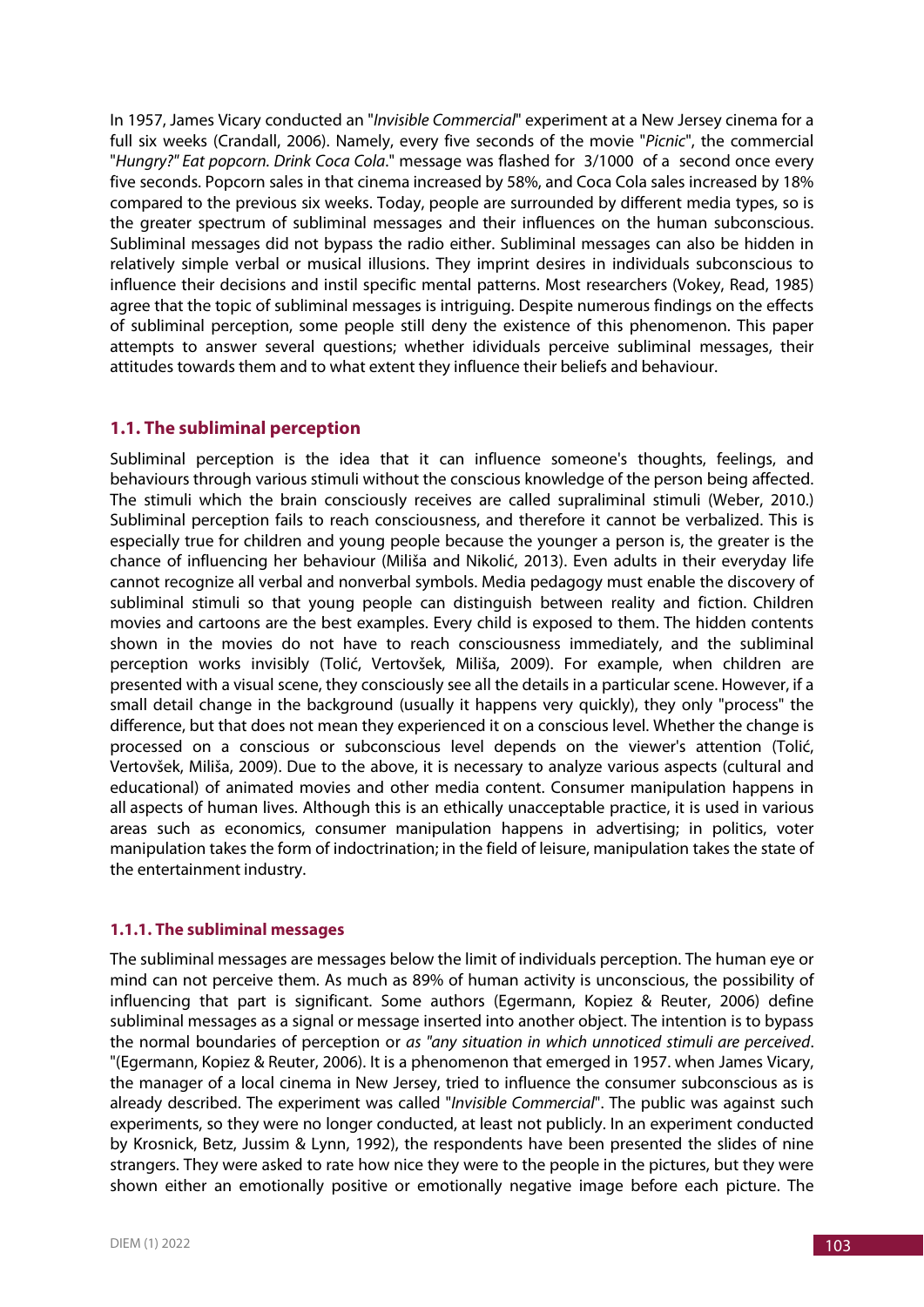In 1957, James Vicary conducted an "*Invisible Commercial*" experiment at a New Jersey cinema for a full six weeks (Crandall, 2006). Namely, every five seconds of the movie "*Picnic*", the commercial "*Hungry?" Eat popcorn. Drink Coca Cola*." message was flashed for 3/1000 of a second once every five seconds. Popcorn sales in that cinema increased by 58%, and Coca Cola sales increased by 18% compared to the previous six weeks. Today, people are surrounded by different media types, so is the greater spectrum of subliminal messages and their influences on the human subconscious. Subliminal messages did not bypass the radio either. Subliminal messages can also be hidden in relatively simple verbal or musical illusions. They imprint desires in individuals subconscious to influence their decisions and instil specific mental patterns. Most researchers (Vokey, Read, 1985) agree that the topic of subliminal messages is intriguing. Despite numerous findings on the effects of subliminal perception, some people still deny the existence of this phenomenon. This paper attempts to answer several questions; whether idividuals perceive subliminal messages, their attitudes towards them and to what extent they influence their beliefs and behaviour.

## 1.1. The subliminal perception

Subliminal perception is the idea that it can influence someone's thoughts, feelings, and behaviours through various stimuli without the conscious knowledge of the person being affected. The stimuli which the brain consciously receives are called supraliminal stimuli (Weber, 2010.) Subliminal perception fails to reach consciousness, and therefore it cannot be verbalized. This is especially true for children and young people because the younger a person is, the greater is the chance of influencing her behaviour (Miliša and Nikolić, 2013). Even adults in their everyday life cannot recognize all verbal and nonverbal symbols. Media pedagogy must enable the discovery of subliminal stimuli so that young people can distinguish between reality and fiction. Children movies and cartoons are the best examples. Every child is exposed to them. The hidden contents shown in the movies do not have to reach consciousness immediately, and the subliminal perception works invisibly (Tolić, Vertovšek, Miliša, 2009). For example, when children are presented with a visual scene, they consciously see all the details in a particular scene. However, if a small detail change in the background (usually it happens very quickly), they only "process" the difference, but that does not mean they experienced it on a conscious level. Whether the change is processed on a conscious or subconscious level depends on the viewer's attention (Tolić, Vertovšek, Miliša, 2009). Due to the above, it is necessary to analyze various aspects (cultural and educational) of animated movies and other media content. Consumer manipulation happens in all aspects of human lives. Although this is an ethically unacceptable practice, it is used in various areas such as economics, consumer manipulation happens in advertising; in politics, voter manipulation takes the form of indoctrination; in the field of leisure, manipulation takes the state of the entertainment industry.

### 1.1.1. The subliminal messages

The subliminal messages are messages below the limit of individuals perception. The human eye or mind can not perceive them. As much as 89% of human activity is unconscious, the possibility of influencing that part is significant. Some authors (Egermann, Kopiez & Reuter, 2006) define subliminal messages as a signal or message inserted into another object. The intention is to bypass the normal boundaries of perception or *as "any situation in which unnoticed stimuli are perceived*. "(Egermann, Kopiez & Reuter, 2006). It is a phenomenon that emerged in 1957. when James Vicary, the manager of a local cinema in New Jersey, tried to influence the consumer subconscious as is already described. The experiment was called "*Invisible Commercial*". The public was against such experiments, so they were no longer conducted, at least not publicly. In an experiment conducted by Krosnick, Betz, Jussim & Lynn, 1992), the respondents have been presented the slides of nine strangers. They were asked to rate how nice they were to the people in the pictures, but they were shown either an emotionally positive or emotionally negative image before each picture. The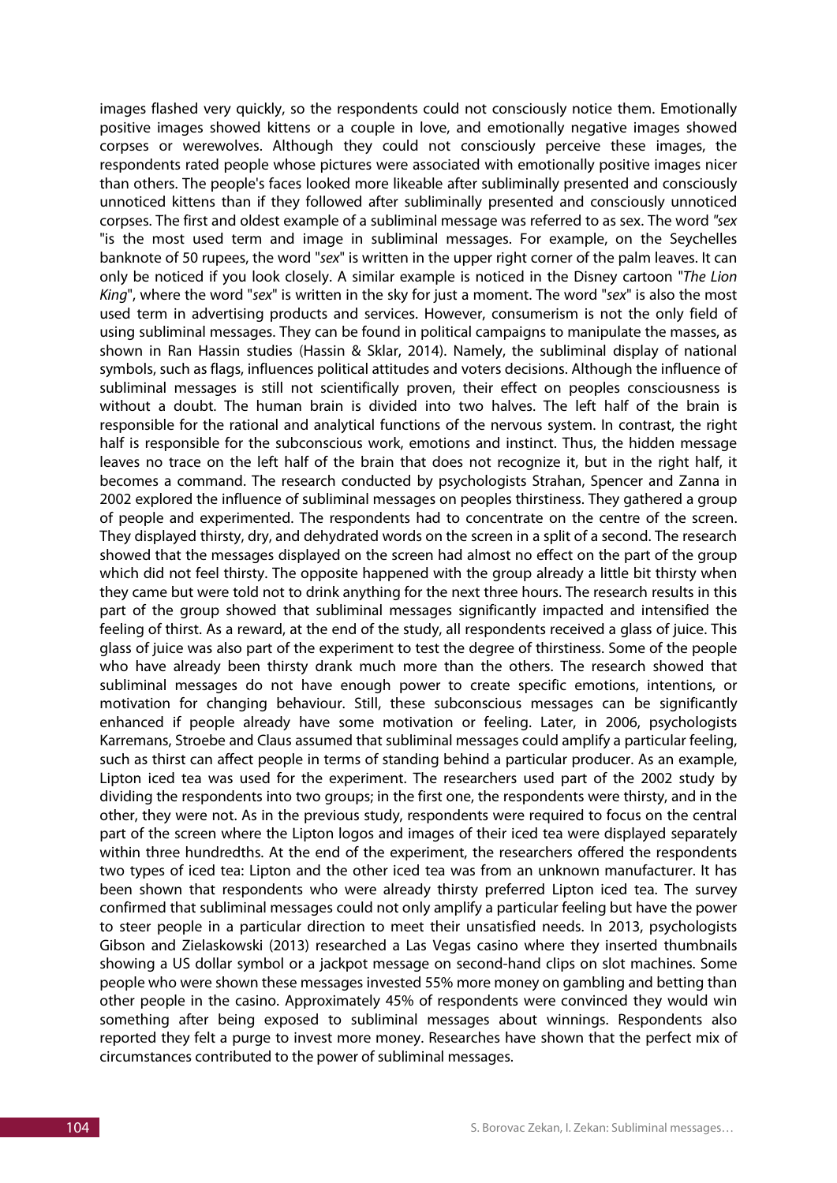images flashed very quickly, so the respondents could not consciously notice them. Emotionally positive images showed kittens or a couple in love, and emotionally negative images showed corpses or werewolves. Although they could not consciously perceive these images, the respondents rated people whose pictures were associated with emotionally positive images nicer than others. The people's faces looked more likeable after subliminally presented and consciously unnoticed kittens than if they followed after subliminally presented and consciously unnoticed corpses. The first and oldest example of a subliminal message was referred to as sex. The word *"sex* "is the most used term and image in subliminal messages. For example, on the Seychelles banknote of 50 rupees, the word "*sex*" is written in the upper right corner of the palm leaves. It can only be noticed if you look closely. A similar example is noticed in the Disney cartoon "*The Lion King*", where the word "*sex*" is written in the sky for just a moment. The word "*sex*" is also the most used term in advertising products and services. However, consumerism is not the only field of using subliminal messages. They can be found in political campaigns to manipulate the masses, as shown in Ran Hassin studies (Hassin & Sklar, 2014). Namely, the subliminal display of national symbols, such as flags, influences political attitudes and voters decisions. Although the influence of subliminal messages is still not scientifically proven, their effect on peoples consciousness is without a doubt. The human brain is divided into two halves. The left half of the brain is responsible for the rational and analytical functions of the nervous system. In contrast, the right half is responsible for the subconscious work, emotions and instinct. Thus, the hidden message leaves no trace on the left half of the brain that does not recognize it, but in the right half, it becomes a command. The research conducted by psychologists Strahan, Spencer and Zanna in 2002 explored the influence of subliminal messages on peoples thirstiness. They gathered a group of people and experimented. The respondents had to concentrate on the centre of the screen. They displayed thirsty, dry, and dehydrated words on the screen in a split of a second. The research showed that the messages displayed on the screen had almost no effect on the part of the group which did not feel thirsty. The opposite happened with the group already a little bit thirsty when they came but were told not to drink anything for the next three hours. The research results in this part of the group showed that subliminal messages significantly impacted and intensified the feeling of thirst. As a reward, at the end of the study, all respondents received a glass of juice. This glass of juice was also part of the experiment to test the degree of thirstiness. Some of the people who have already been thirsty drank much more than the others. The research showed that subliminal messages do not have enough power to create specific emotions, intentions, or motivation for changing behaviour. Still, these subconscious messages can be significantly enhanced if people already have some motivation or feeling. Later, in 2006, psychologists Karremans, Stroebe and Claus assumed that subliminal messages could amplify a particular feeling, such as thirst can affect people in terms of standing behind a particular producer. As an example, Lipton iced tea was used for the experiment. The researchers used part of the 2002 study by dividing the respondents into two groups; in the first one, the respondents were thirsty, and in the other, they were not. As in the previous study, respondents were required to focus on the central part of the screen where the Lipton logos and images of their iced tea were displayed separately within three hundredths. At the end of the experiment, the researchers offered the respondents two types of iced tea: Lipton and the other iced tea was from an unknown manufacturer. It has been shown that respondents who were already thirsty preferred Lipton iced tea. The survey confirmed that subliminal messages could not only amplify a particular feeling but have the power to steer people in a particular direction to meet their unsatisfied needs. In 2013, psychologists Gibson and Zielaskowski (2013) researched a Las Vegas casino where they inserted thumbnails showing a US dollar symbol or a jackpot message on second-hand clips on slot machines. Some people who were shown these messages invested 55% more money on gambling and betting than other people in the casino. Approximately 45% of respondents were convinced they would win something after being exposed to subliminal messages about winnings. Respondents also reported they felt a purge to invest more money. Researches have shown that the perfect mix of circumstances contributed to the power of subliminal messages.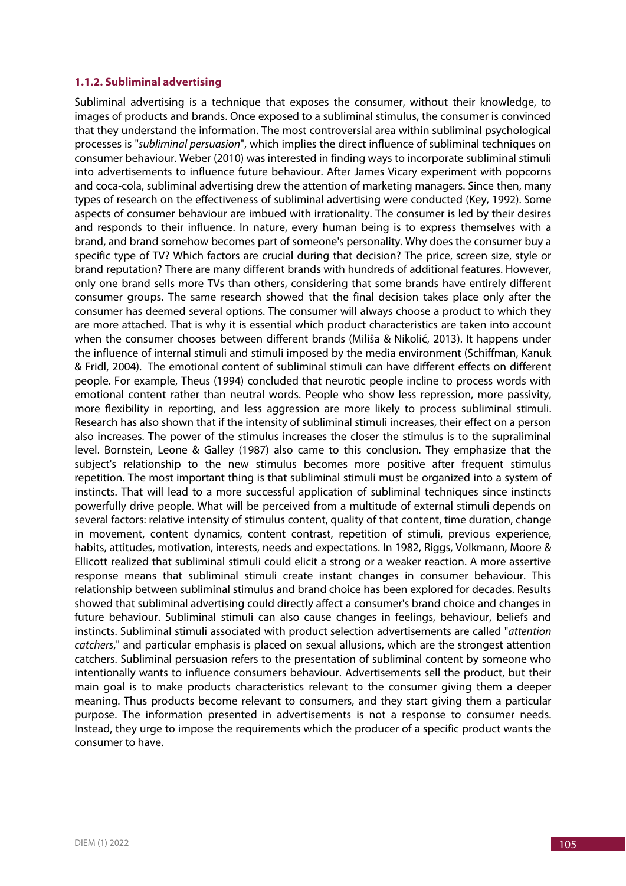#### 1.1.2. Subliminal advertising

Subliminal advertising is a technique that exposes the consumer, without their knowledge, to images of products and brands. Once exposed to a subliminal stimulus, the consumer is convinced that they understand the information. The most controversial area within subliminal psychological processes is "*subliminal persuasion*", which implies the direct influence of subliminal techniques on consumer behaviour. Weber (2010) was interested in finding ways to incorporate subliminal stimuli into advertisements to influence future behaviour. After James Vicary experiment with popcorns and coca-cola, subliminal advertising drew the attention of marketing managers. Since then, many types of research on the effectiveness of subliminal advertising were conducted (Key, 1992). Some aspects of consumer behaviour are imbued with irrationality. The consumer is led by their desires and responds to their influence. In nature, every human being is to express themselves with a brand, and brand somehow becomes part of someone's personality. Why does the consumer buy a specific type of TV? Which factors are crucial during that decision? The price, screen size, style or brand reputation? There are many different brands with hundreds of additional features. However, only one brand sells more TVs than others, considering that some brands have entirely different consumer groups. The same research showed that the final decision takes place only after the consumer has deemed several options. The consumer will always choose a product to which they are more attached. That is why it is essential which product characteristics are taken into account when the consumer chooses between different brands (Mliša & Nikolić, 2013). It happens under the influence of internal stimuli and stimuli imposed by the media environment (Schiffman, Kanuk & Fridl, 2004). The emotional content of subliminal stimuli can have different effects on different people. For example, Theus (1994) concluded that neurotic people incline to process words with emotional content rather than neutral words. People who show less repression, more passivity, more flexibility in reporting, and less aggression are more likely to process subliminal stimuli. Research has also shown that if the intensity of subliminal stimuli increases, their effect on a person also increases. The power of the stimulus increases the closer the stimulus is to the supraliminal level. Bornstein, Leone & Galley (1987) also came to this conclusion. They emphasize that the subject's relationship to the new stimulus becomes more positive after frequent stimulus repetition. The most important thing is that subliminal stimuli must be organized into a system of instincts. That will lead to a more successful application of subliminal techniques since instincts powerfully drive people. What will be perceived from a multitude of external stimuli depends on several factors: relative intensity of stimulus content, quality of that content, time duration, change in movement, content dynamics, content contrast, repetition of stimuli, previous experience, habits, attitudes, motivation, interests, needs and expectations. In 1982, Riggs, Volkmann, Moore & Ellicott realized that subliminal stimuli could elicit a strong or a weaker reaction. A more assertive response means that subliminal stimuli create instant changes in consumer behaviour. This relationship between subliminal stimulus and brand choice has been explored for decades. Results showed that subliminal advertising could directly affect a consumer's brand choice and changes in future behaviour. Subliminal stimuli can also cause changes in feelings, behaviour, beliefs and instincts. Subliminal stimuli associated with product selection advertisements are called "*attention catchers*," and particular emphasis is placed on sexual allusions, which are the strongest attention catchers. Subliminal persuasion refers to the presentation of subliminal content by someone who intentionally wants to influence consumers behaviour. Advertisements sell the product, but their main goal is to make products characteristics relevant to the consumer giving them a deeper meaning. Thus products become relevant to consumers, and they start giving them a particular purpose. The information presented in advertisements is not a response to consumer needs. Instead, they urge to impose the requirements which the producer of a specific product wants the consumer to have.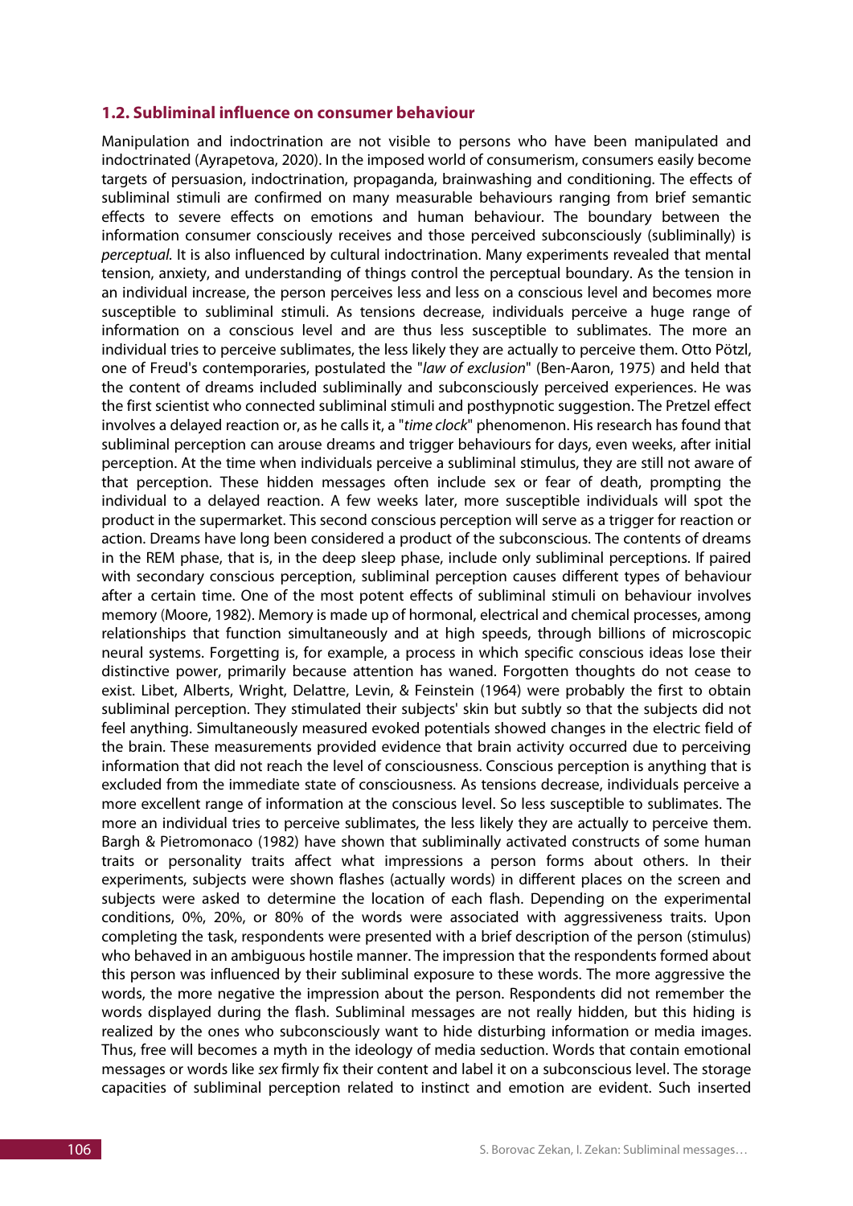### 1.2. Subliminal influence on consumer behaviour

Manipulation and indoctrination are not visible to persons who have been manipulated and indoctrinated (Ayrapetova, 2020). In the imposed world of consumerism, consumers easily become targets of persuasion, indoctrination, propaganda, brainwashing and conditioning. The effects of subliminal stimuli are confirmed on many measurable behaviours ranging from brief semantic effects to severe effects on emotions and human behaviour. The boundary between the information consumer consciously receives and those perceived subconsciously (subliminally) is *perceptual*. It is also influenced by cultural indoctrination. Many experiments revealed that mental tension, anxiety, and understanding of things control the perceptual boundary. As the tension in an individual increase, the person perceives less and less on a conscious level and becomes more susceptible to subliminal stimuli. As tensions decrease, individuals perceive a huge range of information on a conscious level and are thus less susceptible to sublimates. The more an individual tries to perceive sublimates, the less likely they are actually to perceive them. Otto Pötzl, one of Freud's contemporaries, postulated the "*law of exclusion*" (Ben-Aaron, 1975) and held that the content of dreams included subliminally and subconsciously perceived experiences. He was the first scientist who connected subliminal stimuli and posthypnotic suggestion. The Pretzel effect involves a delayed reaction or, as he calls it, a "*time clock*" phenomenon. His research has found that subliminal perception can arouse dreams and trigger behaviours for days, even weeks, after initial perception. At the time when individuals perceive a subliminal stimulus, they are still not aware of that perception. These hidden messages often include sex or fear of death, prompting the individual to a delayed reaction. A few weeks later, more susceptible individuals will spot the product in the supermarket. This second conscious perception will serve as a trigger for reaction or action. Dreams have long been considered a product of the subconscious. The contents of dreams in the REM phase, that is, in the deep sleep phase, include only subliminal perceptions. If paired with secondary conscious perception, subliminal perception causes different types of behaviour after a certain time. One of the most potent effects of subliminal stimuli on behaviour involves memory (Moore, 1982). Memory is made up of hormonal, electrical and chemical processes, among relationships that function simultaneously and at high speeds, through billions of microscopic neural systems. Forgetting is, for example, a process in which specific conscious ideas lose their distinctive power, primarily because attention has waned. Forgotten thoughts do not cease to exist. Libet, Alberts, Wright, Delattre, Levin, & Feinstein (1964) were probably the first to obtain subliminal perception. They stimulated their subjects' skin but subtly so that the subjects did not feel anything. Simultaneously measured evoked potentials showed changes in the electric field of the brain. These measurements provided evidence that brain activity occurred due to perceiving information that did not reach the level of consciousness. Conscious perception is anything that is excluded from the immediate state of consciousness. As tensions decrease, individuals perceive a more excellent range of information at the conscious level. So less susceptible to sublimates. The more an individual tries to perceive sublimates, the less likely they are actually to perceive them. Bargh & Pietromonaco (1982) have shown that subliminally activated constructs of some human traits or personality traits affect what impressions a person forms about others. In their experiments, subjects were shown flashes (actually words) in different places on the screen and subjects were asked to determine the location of each flash. Depending on the experimental conditions, 0%, 20%, or 80% of the words were associated with aggressiveness traits. Upon completing the task, respondents were presented with a brief description of the person (stimulus) who behaved in an ambiguous hostile manner. The impression that the respondents formed about this person was influenced by their subliminal exposure to these words. The more aggressive the words, the more negative the impression about the person. Respondents did not remember the words displayed during the flash. Subliminal messages are not really hidden, but this hiding is realized by the ones who subconsciously want to hide disturbing information or media images. Thus, free will becomes a myth in the ideology of media seduction. Words that contain emotional messages or words like *sex* firmly fix their content and label it on a subconscious level. The storage capacities of subliminal perception related to instinct and emotion are evident. Such inserted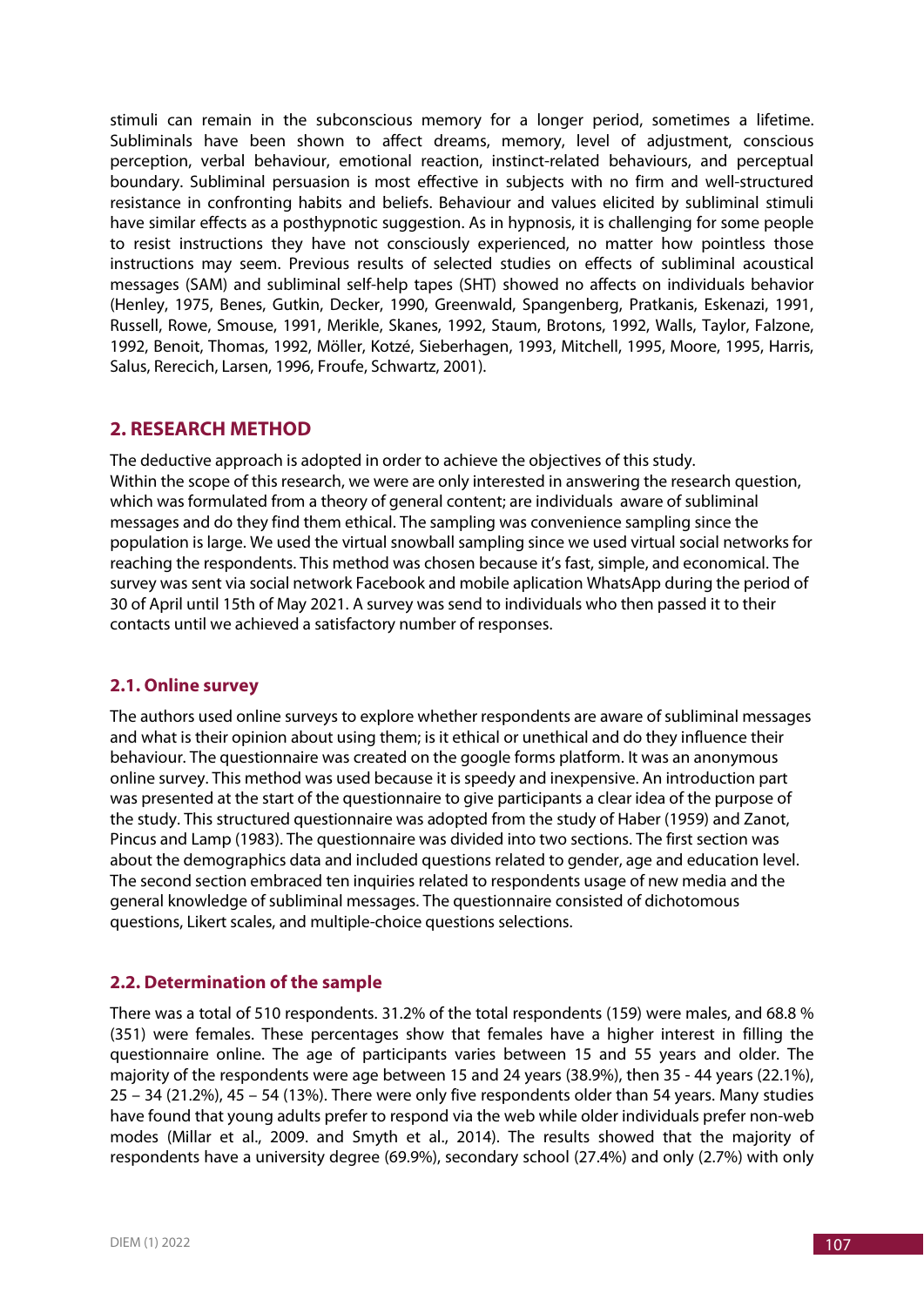stimuli can remain in the subconscious memory for a longer period, sometimes a lifetime. Subliminals have been shown to affect dreams, memory, level of adjustment, conscious perception, verbal behaviour, emotional reaction, instinct-related behaviours, and perceptual boundary. Subliminal persuasion is most effective in subjects with no firm and well-structured resistance in confronting habits and beliefs. Behaviour and values elicited by subliminal stimuli have similar effects as a posthypnotic suggestion. As in hypnosis, it is challenging for some people to resist instructions they have not consciously experienced, no matter how pointless those instructions may seem. Previous results of selected studies on effects of subliminal acoustical messages (SAM) and subliminal self-help tapes (SHT) showed no affects on individuals behavior (Henley, 1975, Benes, Gutkin, Decker, 1990, Greenwald, Spangenberg, Pratkanis, Eskenazi, 1991, Russell, Rowe, Smouse, 1991, Merikle, Skanes, 1992, Staum, Brotons, 1992, Walls, Taylor, Falzone, 1992, Benoit, Thomas, 1992, Möller, Kotzé, Sieberhagen, 1993, Mitchell, 1995, Moore, 1995, Harris, Salus, Rerecich, Larsen, 1996, Froufe, Schwartz, 2001).

## 2. RESEARCH METHOD

The deductive approach is adopted in order to achieve the objectives of this study.
Within the scope of this research, we were are only interested in answering the research question, which was formulated from a theory of general content; are individuals aware of subliminal messages and do they find them ethical. The sampling was convenience sampling since the population is large. We used the virtual snowball sampling since we used virtual social networks for reaching the respondents. This method was chosen because it's fast, simple, and economical. The survey was sent via social network Facebook and mobile aplication WhatsApp during the period of 30 of April until 15th of May 2021. A survey was send to individuals who then passed it to their contacts until we achieved a satisfactory number of responses.

### 2.1. Online survey

The authors used online surveys to explore whether respondents are aware of subliminal messages and what is their opinion about using them; is it ethical or unethical and do they influence their behaviour. The questionnaire was created on the google forms platform. It was an anonymous online survey. This method was used because it is speedy and inexpensive. An introduction part was presented at the start of the questionnaire to give participants a clear idea of the purpose of the study. This structured questionnaire was adopted from the study of Haber (1959) and Zanot, Pincus and Lamp (1983). The questionnaire was divided into two sections. The first section was about the demographics data and included questions related to gender, age and education level. The second section embraced ten inquiries related to respondents usage of new media and the general knowledge of subliminal messages. The questionnaire consisted of dichotomous questions, Likert scales, and multiple-choice questions selections.

### 2.2. Determination of the sample

There was a total of 510 respondents. 31.2% of the total respondents (159) were males, and 68.8 % (351) were females. These percentages show that females have a higher interest in filling the questionnaire online. The age of participants varies between 15 and 55 years and older. The majority of the respondents were age between 15 and 24 years (38.9%), then 35 - 44 years (22.1%), 25 – 34 (21.2%), 45 – 54 (13%). There were only five respondents older than 54 years. Many studies have found that young adults prefer to respond via the web while older individuals prefer non-web modes (Millar et al., 2009. and Smyth et al., 2014). The results showed that the majority of respondents have a university degree (69.9%), secondary school (27.4%) and only (2.7%) with only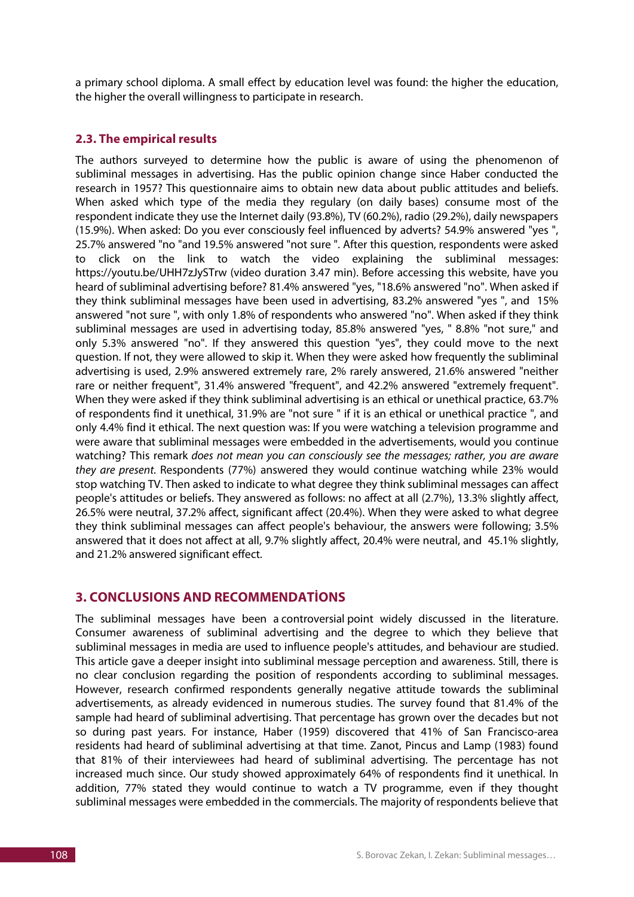a primary school diploma. A small effect by education level was found: the higher the education, the higher the overall willingness to participate in research.

### 2.3. The empirical results

The authors surveyed to determine how the public is aware of using the phenomenon of subliminal messages in advertising. Has the public opinion change since Haber conducted the research in 1957? This questionnaire aims to obtain new data about public attitudes and beliefs. When asked which type of the media they regulary (on daily bases) consume most of the respondent indicate they use the Internet daily (93.8%), TV (60.2%), radio (29.2%), daily newspapers (15.9%). When asked: Do you ever consciously feel influenced by adverts? 54.9% answered "yes ", 25.7% answered "no "and 19.5% answered "not sure ". After this question, respondents were asked to click on the link to watch the video explaining the subliminal messages: https://youtu.be/UHH7zJySTrw (video duration 3.47 min). Before accessing this website, have you heard of subliminal advertising before? 81.4% answered "yes, "18.6% answered "no". When asked if they think subliminal messages have been used in advertising, 83.2% answered "yes ", and 15% answered "not sure ", with only 1.8% of respondents who answered "no". When asked if they think subliminal messages are used in advertising today, 85.8% answered "yes, " 8.8% "not sure," and only 5.3% answered "no". If they answered this question "yes", they could move to the next question. If not, they were allowed to skip it. When they were asked how frequently the subliminal advertising is used, 2.9% answered extremely rare, 2% rarely answered, 21.6% answered "neither rare or neither frequent", 31.4% answered "frequent", and 42.2% answered "extremely frequent". When they were asked if they think subliminal advertising is an ethical or unethical practice, 63.7% of respondents find it unethical, 31.9% are "not sure " if it is an ethical or unethical practice ", and only 4.4% find it ethical. The next question was: If you were watching a television programme and were aware that subliminal messages were embedded in the advertisements, would you continue watching? This remark *does not mean you can consciously see the messages; rather, you are aware they are present*. Respondents (77%) answered they would continue watching while 23% would stop watching TV. Then asked to indicate to what degree they think subliminal messages can affect people's attitudes or beliefs. They answered as follows: no affect at all (2.7%), 13.3% slightly affect, 26.5% were neutral, 37.2% affect, significant affect (20.4%). When they were asked to what degree they think subliminal messages can affect people's behaviour, the answers were following; 3.5% answered that it does not affect at all, 9.7% slightly affect, 20.4% were neutral, and 45.1% slightly, and 21.2% answered significant effect.

## 3. CONCLUSIONS AND RECOMMENDATİONS

The subliminal messages have been a controversial point widely discussed in the literature. Consumer awareness of subliminal advertising and the degree to which they believe that subliminal messages in media are used to influence people's attitudes, and behaviour are studied. This article gave a deeper insight into subliminal message perception and awareness. Still, there is no clear conclusion regarding the position of respondents according to subliminal messages. However, research confirmed respondents generally negative attitude towards the subliminal advertisements, as already evidenced in numerous studies. The survey found that 81.4% of the sample had heard of subliminal advertising. That percentage has grown over the decades but not so during past years. For instance, Haber (1959) discovered that 41% of San Francisco-area residents had heard of subliminal advertising at that time. Zanot, Pincus and Lamp (1983) found that 81% of their interviewees had heard of subliminal advertising. The percentage has not increased much since. Our study showed approximately 64% of respondents find it unethical. In addition, 77% stated they would continue to watch a TV programme, even if they thought subliminal messages were embedded in the commercials. The majority of respondents believe that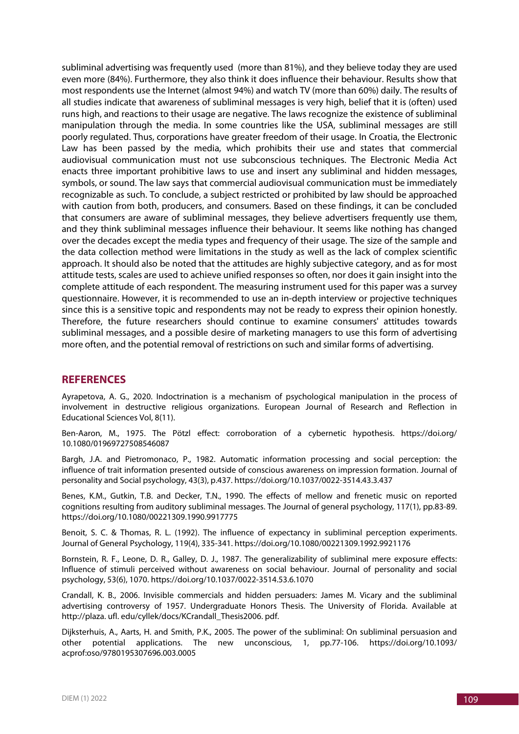subliminal advertising was frequently used (more than 81%), and they believe today they are used even more (84%). Furthermore, they also think it does influence their behaviour. Results show that most respondents use the Internet (almost 94%) and watch TV (more than 60%) daily. The results of all studies indicate that awareness of subliminal messages is very high, belief that it is (often) used runs high, and reactions to their usage are negative. The laws recognize the existence of subliminal manipulation through the media. In some countries like the USA, subliminal messages are still poorly regulated. Thus, corporations have greater freedom of their usage. In Croatia, the Electronic Law has been passed by the media, which prohibits their use and states that commercial audiovisual communication must not use subconscious techniques. The Electronic Media Act enacts three important prohibitive laws to use and insert any subliminal and hidden messages, symbols, or sound. The law says that commercial audiovisual communication must be immediately recognizable as such. To conclude, a subject restricted or prohibited by law should be approached with caution from both, producers, and consumers. Based on these findings, it can be concluded that consumers are aware of subliminal messages, they believe advertisers frequently use them, and they think subliminal messages influence their behaviour. It seems like nothing has changed over the decades except the media types and frequency of their usage. The size of the sample and the data collection method were limitations in the study as well as the lack of complex scientific approach. It should also be noted that the attitudes are highly subjective category, and as for most attitude tests, scales are used to achieve unified responses so often, nor does it gain insight into the complete attitude of each respondent. The measuring instrument used for this paper was a survey questionnaire. However, it is recommended to use an in-depth interview or projective techniques since this is a sensitive topic and respondents may not be ready to express their opinion honestly. Therefore, the future researchers should continue to examine consumers' attitudes towards subliminal messages, and a possible desire of marketing managers to use this form of advertising more often, and the potential removal of restrictions on such and similar forms of advertising.

## REFERENCES

Ayrapetova, A. G., 2020. Indoctrination is a mechanism of psychological manipulation in the process of involvement in destructive religious organizations. European Journal of Research and Reflection in Educational Sciences Vol, 8(11).

Ben-Aaron, M., 1975. The Pötzl effect: corroboration of a cybernetic hypothesis. https://doi.org/10.1080/01969727508546087

Bargh, J.A. and Pietromonaco, P., 1982. Automatic information processing and social perception: the influence of trait information presented outside of conscious awareness on impression formation. Journal of personality and Social psychology, 43(3), p.437. https://doi.org/10.1037/0022-3514.43.3.437

Benes, K.M., Gutkin, T.B. and Decker, T.N., 1990. The effects of mellow and frenetic music on reported cognitions resulting from auditory subliminal messages. The Journal of general psychology, 117(1), pp.83-89. https://doi.org/10.1080/00221309.1990.9917775

Benoit, S. C. & Thomas, R. L. (1992). The influence of expectancy in subliminal perception experiments. Journal of General Psychology, 119(4), 335-341. https://doi.org/10.1080/00221309.1992.9921176

Bornstein, R. F., Leone, D. R., Galley, D. J., 1987. The generalizability of subliminal mere exposure effects: Influence of stimuli perceived without awareness on social behaviour. Journal of personality and social psychology, 53(6), 1070. https://doi.org/10.1037/0022-3514.53.6.1070

Crandall, K. B., 2006. Invisible commercials and hidden persuaders: James M. Vicary and the subliminal advertising controversy of 1957. Undergraduate Honors Thesis. The University of Florida. Available at http://plaza. ufl. edu/cyllek/docs/KCrandall_Thesis2006. pdf.

Dijksterhuis, A., Aarts, H. and Smith, P.K., 2005. The power of the subliminal: On subliminal persuasion and other potential applications. The new unconscious, 1, pp.77-106. https://doi.org/10.1093/acprof:oso/9780195307696.003.0005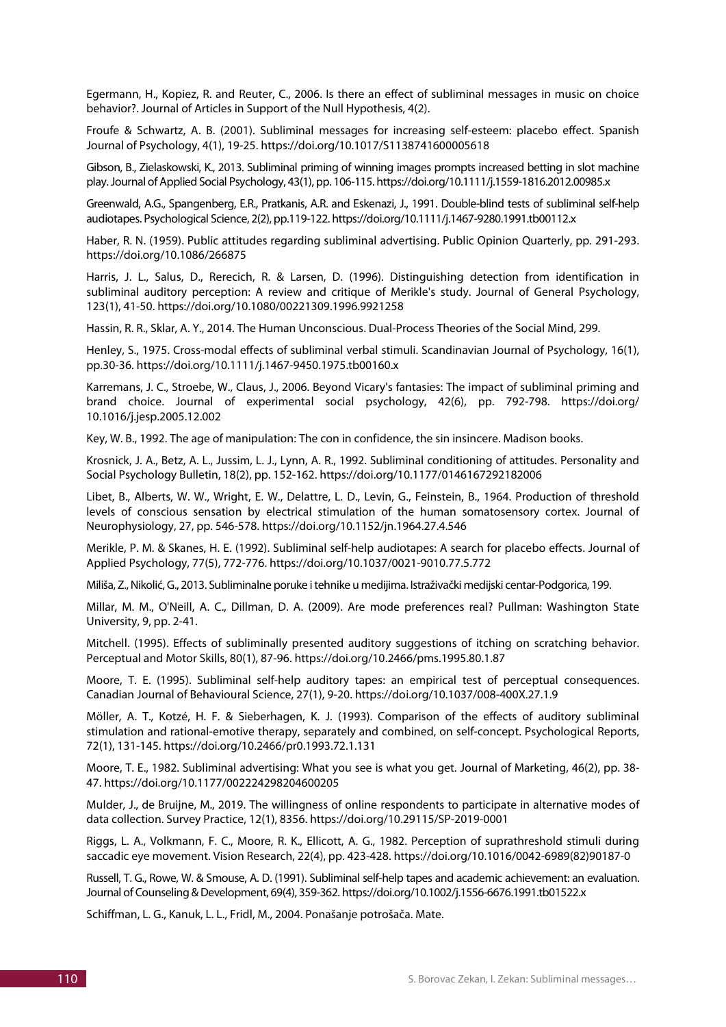Egermann, H., Kopiez, R. and Reuter, C., 2006. Is there an effect of subliminal messages in music on choice behavior?. Journal of Articles in Support of the Null Hypothesis, 4(2).

Froufe & Schwartz, A. B. (2001). Subliminal messages for increasing self-esteem: placebo effect. Spanish Journal of Psychology, 4(1), 19-25. https://doi.org/10.1017/S1138741600005618

Gibson, B., Zielaskowski, K., 2013. Subliminal priming of winning images prompts increased betting in slot machine play. Journal of Applied Social Psychology, 43(1), pp. 106-115. https://doi.org/10.1111/j.1559-1816.2012.00985.x

Greenwald, A.G., Spangenberg, E.R., Pratkanis, A.R. and Eskenazi, J., 1991. Double-blind tests of subliminal self-help audiotapes. Psychological Science, 2(2), pp.119-122. https://doi.org/10.1111/j.1467-9280.1991.tb00112.x

Haber, R. N. (1959). Public attitudes regarding subliminal advertising. Public Opinion Quarterly, pp. 291-293. https://doi.org/10.1086/266875

Harris, J. L., Salus, D., Rerecich, R. & Larsen, D. (1996). Distinguishing detection from identification in subliminal auditory perception: A review and critique of Merikle's study. Journal of General Psychology, 123(1), 41-50. https://doi.org/10.1080/00221309.1996.9921258

Hassin, R. R., Sklar, A. Y., 2014. The Human Unconscious. Dual-Process Theories of the Social Mind, 299.

Henley, S., 1975. Cross-modal effects of subliminal verbal stimuli. Scandinavian Journal of Psychology, 16(1), pp.30-36. https://doi.org/10.1111/j.1467-9450.1975.tb00160.x

Karremans, J. C., Stroebe, W., Claus, J., 2006. Beyond Vicary's fantasies: The impact of subliminal priming and brand choice. Journal of experimental social psychology, 42(6), pp. 792-798. https://doi.org/10.1016/j.jesp.2005.12.002

Key, W. B., 1992. The age of manipulation: The con in confidence, the sin insincere. Madison books.

Krosnick, J. A., Betz, A. L., Jussim, L. J., Lynn, A. R., 1992. Subliminal conditioning of attitudes. Personality and Social Psychology Bulletin, 18(2), pp. 152-162. https://doi.org/10.1177/0146167292182006

Libet, B., Alberts, W. W., Wright, E. W., Delattre, L. D., Levin, G., Feinstein, B., 1964. Production of threshold levels of conscious sensation by electrical stimulation of the human somatosensory cortex. Journal of Neurophysiology, 27, pp. 546-578. https://doi.org/10.1152/jn.1964.27.4.546

Merikle, P. M. & Skanes, H. E. (1992). Subliminal self-help audiotapes: A search for placebo effects. Journal of Applied Psychology, 77(5), 772-776. https://doi.org/10.1037/0021-9010.77.5.772

Miliša, Z., Nikolić, G., 2013. Subliminalne poruke i tehnike u medijima. Istraživački medijski centar-Podgorica, 199.

Millar, M. M., O'Neill, A. C., Dillman, D. A. (2009). Are mode preferences real? Pullman: Washington State University, 9, pp. 2-41.

Mitchell. (1995). Effects of subliminally presented auditory suggestions of itching on scratching behavior. Perceptual and Motor Skills, 80(1), 87-96. https://doi.org/10.2466/pms.1995.80.1.87

Moore, T. E. (1995). Subliminal self-help auditory tapes: an empirical test of perceptual consequences. Canadian Journal of Behavioural Science, 27(1), 9-20. https://doi.org/10.1037/008-400X.27.1.9

Möller, A. T., Kotzé, H. F. & Sieberhagen, K. J. (1993). Comparison of the effects of auditory subliminal stimulation and rational-emotive therapy, separately and combined, on self-concept. Psychological Reports, 72(1), 131-145. https://doi.org/10.2466/pr0.1993.72.1.131

Moore, T. E., 1982. Subliminal advertising: What you see is what you get. Journal of Marketing, 46(2), pp. 38-47. https://doi.org/10.1177/002224298204600205

Mulder, J., de Bruijne, M., 2019. The willingness of online respondents to participate in alternative modes of data collection. Survey Practice, 12(1), 8356. https://doi.org/10.29115/SP-2019-0001

Riggs, L. A., Volkmann, F. C., Moore, R. K., Ellicott, A. G., 1982. Perception of suprathreshold stimuli during saccadic eye movement. Vision Research, 22(4), pp. 423-428. https://doi.org/10.1016/0042-6989(82)90187-0

Russell, T. G., Rowe, W. & Smouse, A. D. (1991). Subliminal self-help tapes and academic achievement: an evaluation. Journal of Counseling & Development, 69(4), 359-362. https://doi.org/10.1002/j.1556-6676.1991.tb01522.x

Schiffman, L. G., Kanuk, L. L., Fridl, M., 2004. Ponašanje potrošača. Mate.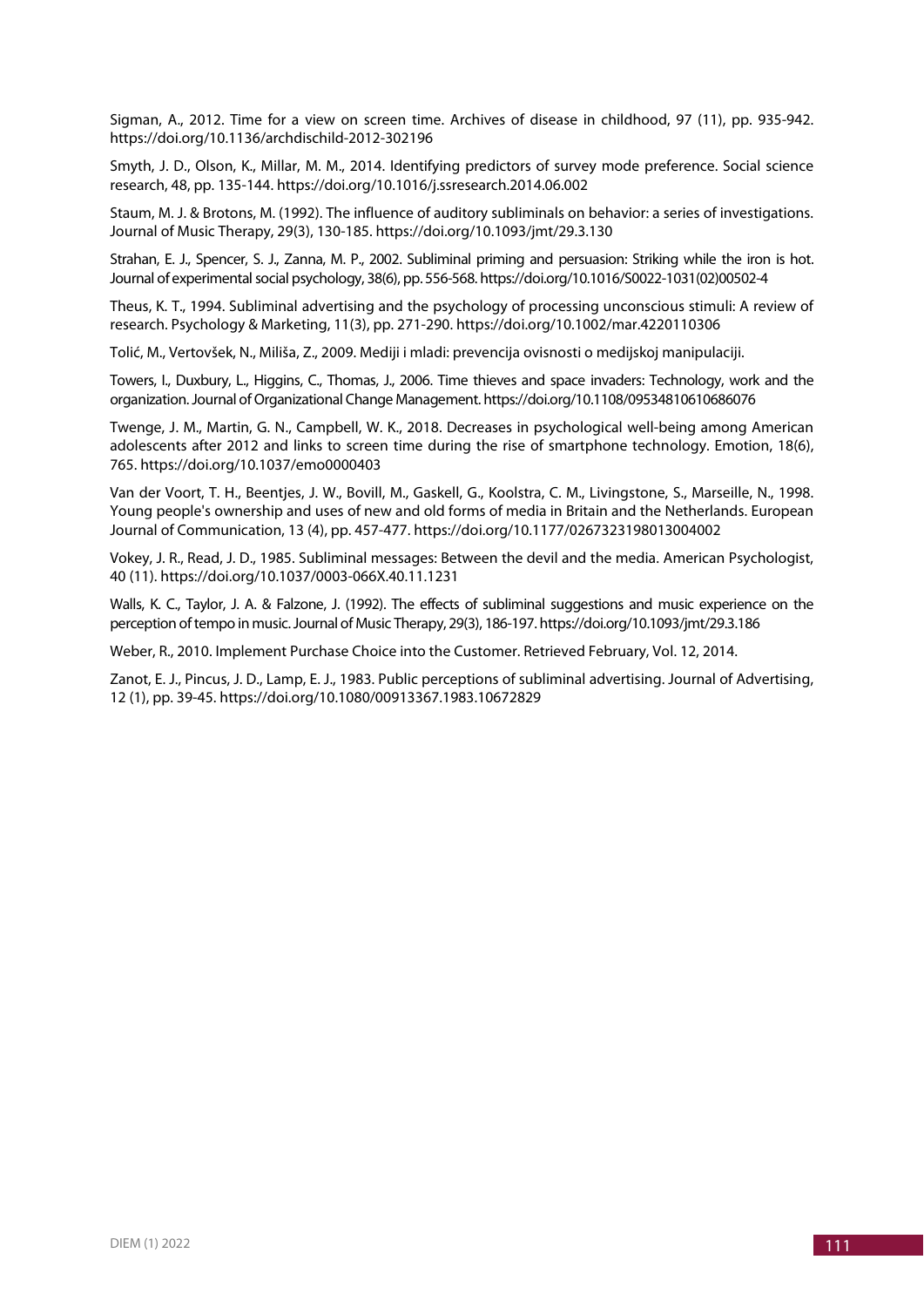Sigman, A., 2012. Time for a view on screen time. Archives of disease in childhood, 97 (11), pp. 935-942. https://doi.org/10.1136/archdischild-2012-302196

Smyth, J. D., Olson, K., Millar, M. M., 2014. Identifying predictors of survey mode preference. Social science research, 48, pp. 135-144. https://doi.org/10.1016/j.ssresearch.2014.06.002

Staum, M. J. & Brotons, M. (1992). The influence of auditory subliminals on behavior: a series of investigations. Journal of Music Therapy, 29(3), 130-185. https://doi.org/10.1093/jmt/29.3.130

Strahan, E. J., Spencer, S. J., Zanna, M. P., 2002. Subliminal priming and persuasion: Striking while the iron is hot. Journal of experimental social psychology, 38(6), pp. 556-568. https://doi.org/10.1016/S0022-1031(02)00502-4

Theus, K. T., 1994. Subliminal advertising and the psychology of processing unconscious stimuli: A review of research. Psychology & Marketing, 11(3), pp. 271-290. https://doi.org/10.1002/mar.4220110306

Tolić, M., Vertovšek, N., Miliša, Z., 2009. Mediji i mladi: prevencija ovisnosti o medijskoj manipulaciji.

Towers, I., Duxbury, L., Higgins, C., Thomas, J., 2006. Time thieves and space invaders: Technology, work and the organization. Journal of Organizational Change Management. https://doi.org/10.1108/09534810610686076

Twenge, J. M., Martin, G. N., Campbell, W. K., 2018. Decreases in psychological well-being among American adolescents after 2012 and links to screen time during the rise of smartphone technology. Emotion, 18(6), 765. https://doi.org/10.1037/emo0000403

Van der Voort, T. H., Beentjes, J. W., Bovill, M., Gaskell, G., Koolstra, C. M., Livingstone, S., Marseille, N., 1998. Young people's ownership and uses of new and old forms of media in Britain and the Netherlands. European Journal of Communication, 13 (4), pp. 457-477. https://doi.org/10.1177/0267323198013004002

Vokey, J. R., Read, J. D., 1985. Subliminal messages: Between the devil and the media. American Psychologist, 40 (11). https://doi.org/10.1037/0003-066X.40.11.1231

Walls, K. C., Taylor, J. A. & Falzone, J. (1992). The effects of subliminal suggestions and music experience on the perception of tempo in music. Journal of Music Therapy, 29(3), 186-197. https://doi.org/10.1093/jmt/29.3.186

Weber, R., 2010. Implement Purchase Choice into the Customer. Retrieved February, Vol. 12, 2014.

Zanot, E. J., Pincus, J. D., Lamp, E. J., 1983. Public perceptions of subliminal advertising. Journal of Advertising, 12 (1), pp. 39-45. https://doi.org/10.1080/00913367.1983.10672829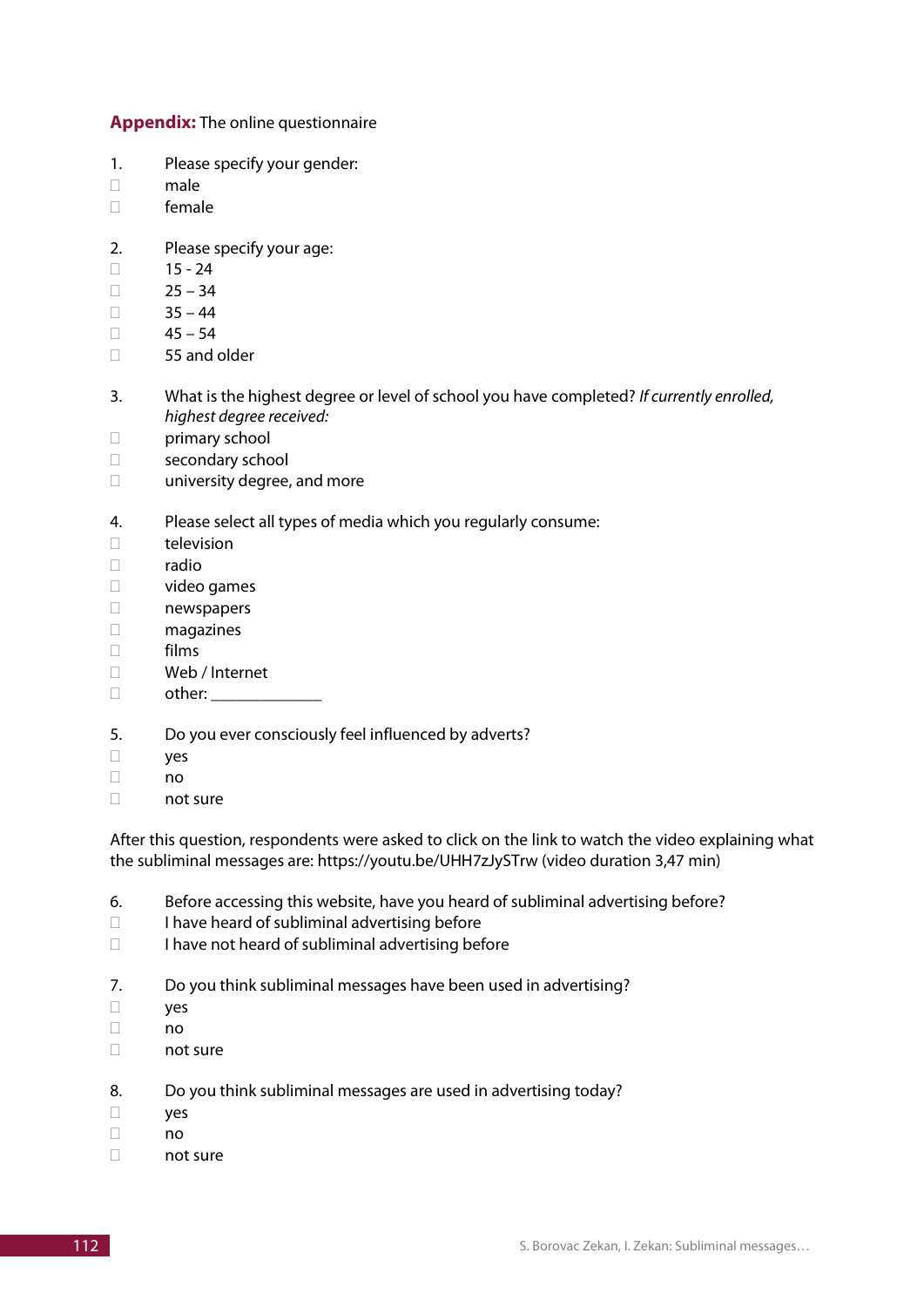**Appendix:** The online questionnaire

1. Please specify your gender:
   - ☐ male
   - ☐ female

2. Please specify your age:
   - ☐ 15 - 24
   - ☐ 25 – 34
   - ☐ 35 – 44
   - ☐ 45 – 54
   - ☐ 55 and older

3. What is the highest degree or level of school you have completed? *If currently enrolled, highest degree received:*
   - ☐ primary school
   - ☐ secondary school
   - ☐ university degree, and more

4. Please select all types of media which you regularly consume:
   - ☐ television
   - ☐ radio
   - ☐ video games
   - ☐ newspapers
   - ☐ magazines
   - ☐ films
   - ☐ Web / Internet
   - ☐ other: _____________

5. Do you ever consciously feel influenced by adverts?
   - ☐ yes
   - ☐ no
   - ☐ not sure

After this question, respondents were asked to click on the link to watch the video explaining what the subliminal messages are: https://youtu.be/UHH7zJySTrw (video duration 3,47 min)

6. Before accessing this website, have you heard of subliminal advertising before?
   - ☐ I have heard of subliminal advertising before
   - ☐ I have not heard of subliminal advertising before

7. Do you think subliminal messages have been used in advertising?
   - ☐ yes
   - ☐ no
   - ☐ not sure

8. Do you think subliminal messages are used in advertising today?
   - ☐ yes
   - ☐ no
   - ☐ not sure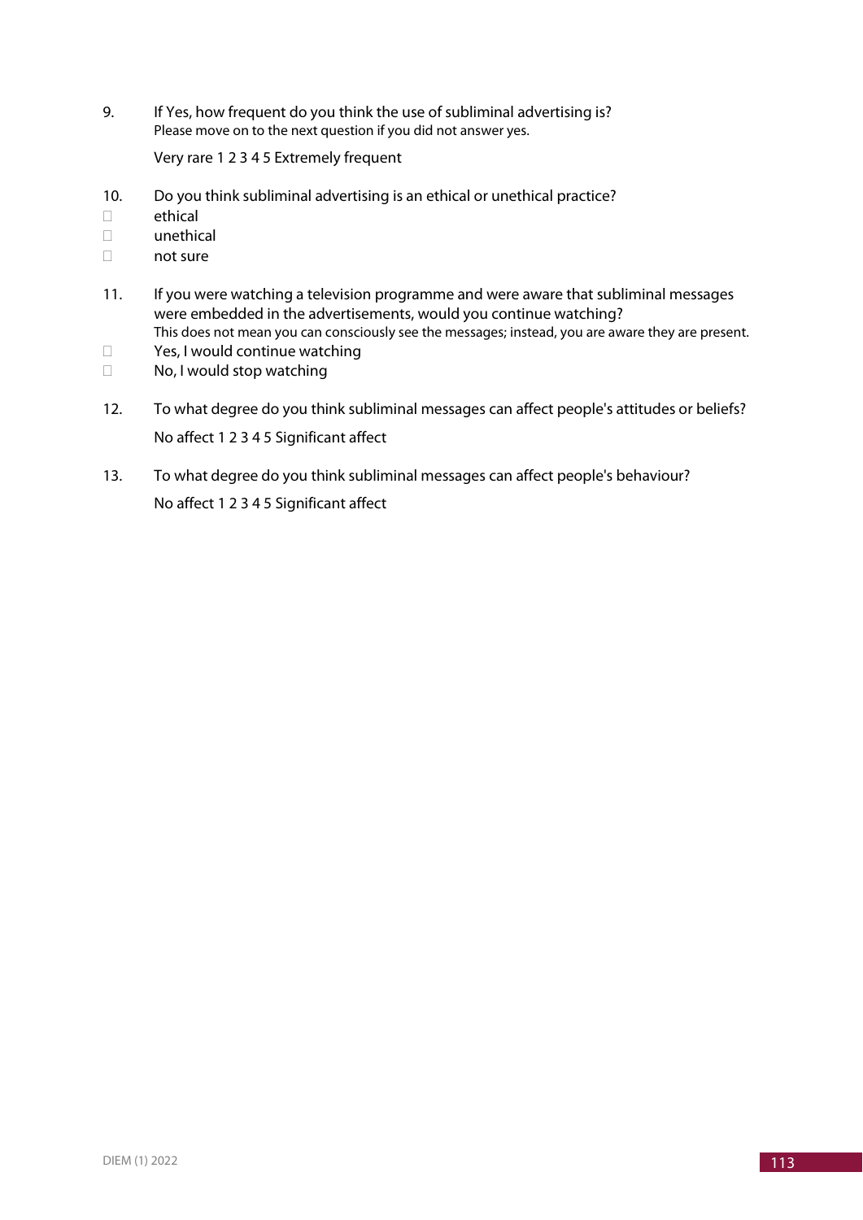9. If Yes, how frequent do you think the use of subliminal advertising is?
   Please move on to the next question if you did not answer yes.

   Very rare 1 2 3 4 5 Extremely frequent

10. Do you think subliminal advertising is an ethical or unethical practice?
- ethical
- unethical
- not sure

11. If you were watching a television programme and were aware that subliminal messages were embedded in the advertisements, would you continue watching?
    This does not mean you can consciously see the messages; instead, you are aware they are present.
- Yes, I would continue watching
- No, I would stop watching

12. To what degree do you think subliminal messages can affect people's attitudes or beliefs?

    No affect 1 2 3 4 5 Significant affect

13. To what degree do you think subliminal messages can affect people's behaviour?

    No affect 1 2 3 4 5 Significant affect